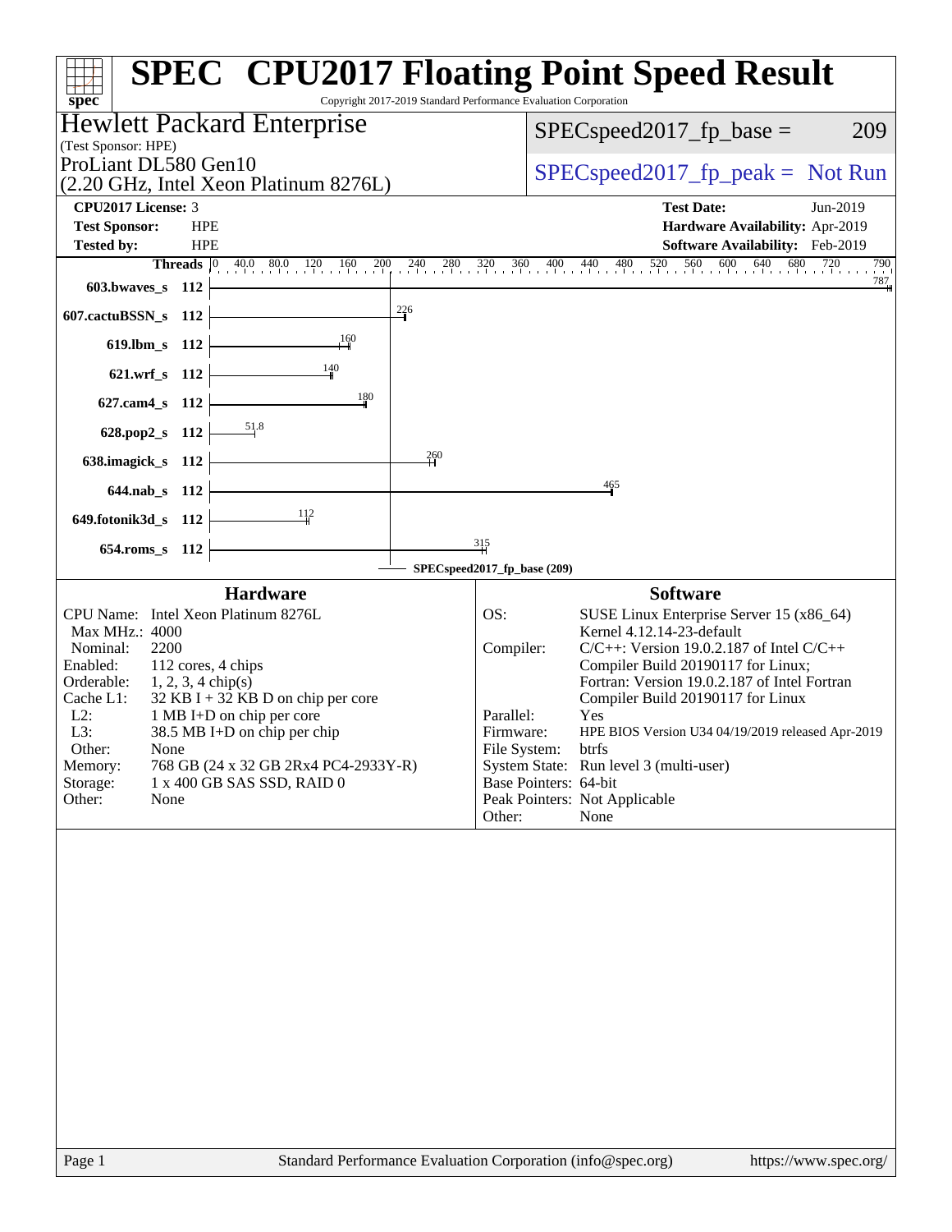# SPEC CPU2017 Floating Point Speed Result

Copyright 2017-2019 Standard Performance Evaluation Corporation

**Hewlett Packard Enterprise**
(Test Sponsor: HPE)
ProLiant DL580 Gen10
(2.20 GHz, Intel Xeon Platinum 8276L)

SPECspeed2017_fp_base = 209

SPECspeed2017_fp_peak = Not Run

| | | | |
|---|---|---|---|
| **CPU2017 License:** | 3 | **Test Date:** | Jun-2019 |
| **Test Sponsor:** | HPE | **Hardware Availability:** | Apr-2019 |
| **Tested by:** | HPE | **Software Availability:** | Feb-2019 |

| Benchmark | Threads | Base Ratio |
|---|---|---|
| 603.bwaves_s | 112 | 787 |
| 607.cactuBSSN_s | 112 | 226 |
| 619.lbm_s | 112 | 160 |
| 621.wrf_s | 112 | 140 |
| 627.cam4_s | 112 | 180 |
| 628.pop2_s | 112 | 51.8 |
| 638.imagick_s | 112 | 260 |
| 644.nab_s | 112 | 465 |
| 649.fotonik3d_s | 112 | 112 |
| 654.roms_s | 112 | 315 |

SPECspeed2017_fp_base (209)

## Hardware

| | |
|---|---|
| CPU Name: | Intel Xeon Platinum 8276L |
| Max MHz.: | 4000 |
| Nominal: | 2200 |
| Enabled: | 112 cores, 4 chips |
| Orderable: | 1, 2, 3, 4 chip(s) |
| Cache L1: | 32 KB I + 32 KB D on chip per core |
| L2: | 1 MB I+D on chip per core |
| L3: | 38.5 MB I+D on chip per chip |
| Other: | None |
| Memory: | 768 GB (24 x 32 GB 2Rx4 PC4-2933Y-R) |
| Storage: | 1 x 400 GB SAS SSD, RAID 0 |
| Other: | None |

## Software

| | |
|---|---|
| OS: | SUSE Linux Enterprise Server 15 (x86_64) Kernel 4.12.14-23-default |
| Compiler: | C/C++: Version 19.0.2.187 of Intel C/C++ Compiler Build 20190117 for Linux; Fortran: Version 19.0.2.187 of Intel Fortran Compiler Build 20190117 for Linux |
| Parallel: | Yes |
| Firmware: | HPE BIOS Version U34 04/19/2019 released Apr-2019 |
| File System: | btrfs |
| System State: | Run level 3 (multi-user) |
| Base Pointers: | 64-bit |
| Peak Pointers: | Not Applicable |
| Other: | None |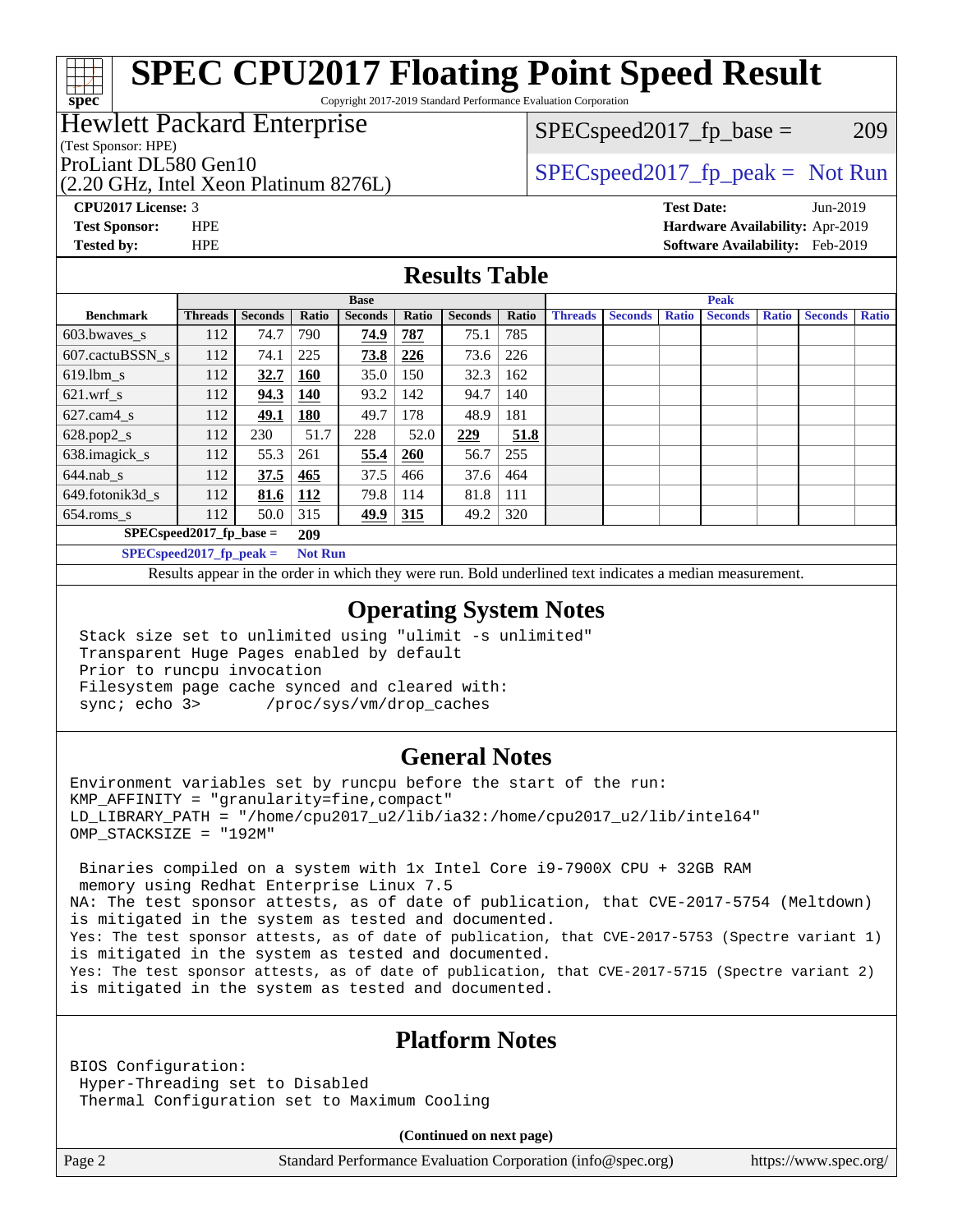# SPEC CPU2017 Floating Point Speed Result

Copyright 2017-2019 Standard Performance Evaluation Corporation

**Hewlett Packard Enterprise**
(Test Sponsor: HPE)
ProLiant DL580 Gen10
(2.20 GHz, Intel Xeon Platinum 8276L)

SPECspeed2017_fp_base = 209

SPECspeed2017_fp_peak = Not Run

**CPU2017 License:** 3
**Test Sponsor:** HPE
**Tested by:** HPE

**Test Date:** Jun-2019
**Hardware Availability:** Apr-2019
**Software Availability:** Feb-2019

## Results Table

| Benchmark | Base | | | | | | | Peak | | | | | | |
|---|---|---|---|---|---|---|---|---|---|---|---|---|---|---|
| | Threads | Seconds | Ratio | Seconds | Ratio | Seconds | Ratio | Threads | Seconds | Ratio | Seconds | Ratio | Seconds | Ratio |
| 603.bwaves_s | 112 | 74.7 | 790 | **74.9** | **787** | 75.1 | 785 | | | | | | | |
| 607.cactuBSSN_s | 112 | 74.1 | 225 | **73.8** | **226** | 73.6 | 226 | | | | | | | |
| 619.lbm_s | 112 | **32.7** | **160** | 35.0 | 150 | 32.3 | 162 | | | | | | | |
| 621.wrf_s | 112 | **94.3** | **140** | 93.2 | 142 | 94.7 | 140 | | | | | | | |
| 627.cam4_s | 112 | **49.1** | **180** | 49.7 | 178 | 48.9 | 181 | | | | | | | |
| 628.pop2_s | 112 | 230 | 51.7 | 228 | 52.0 | **229** | **51.8** | | | | | | | |
| 638.imagick_s | 112 | 55.3 | 261 | **55.4** | **260** | 56.7 | 255 | | | | | | | |
| 644.nab_s | 112 | **37.5** | **465** | 37.5 | 466 | 37.6 | 464 | | | | | | | |
| 649.fotonik3d_s | 112 | **81.6** | **112** | 79.8 | 114 | 81.8 | 111 | | | | | | | |
| 654.roms_s | 112 | 50.0 | 315 | **49.9** | **315** | 49.2 | 320 | | | | | | | |

**SPECspeed2017_fp_base = 209**

**SPECspeed2017_fp_peak = Not Run**

Results appear in the order in which they were run. Bold underlined text indicates a median measurement.

## Operating System Notes

```
Stack size set to unlimited using "ulimit -s unlimited"
Transparent Huge Pages enabled by default
Prior to runcpu invocation
Filesystem page cache synced and cleared with:
sync; echo 3>       /proc/sys/vm/drop_caches
```

## General Notes

```
Environment variables set by runcpu before the start of the run:
KMP_AFFINITY = "granularity=fine,compact"
LD_LIBRARY_PATH = "/home/cpu2017_u2/lib/ia32:/home/cpu2017_u2/lib/intel64"
OMP_STACKSIZE = "192M"

 Binaries compiled on a system with 1x Intel Core i9-7900X CPU + 32GB RAM
 memory using Redhat Enterprise Linux 7.5
NA: The test sponsor attests, as of date of publication, that CVE-2017-5754 (Meltdown)
is mitigated in the system as tested and documented.
Yes: The test sponsor attests, as of date of publication, that CVE-2017-5753 (Spectre variant 1)
is mitigated in the system as tested and documented.
Yes: The test sponsor attests, as of date of publication, that CVE-2017-5715 (Spectre variant 2)
is mitigated in the system as tested and documented.
```

## Platform Notes

```
BIOS Configuration:
 Hyper-Threading set to Disabled
 Thermal Configuration set to Maximum Cooling
```

**(Continued on next page)**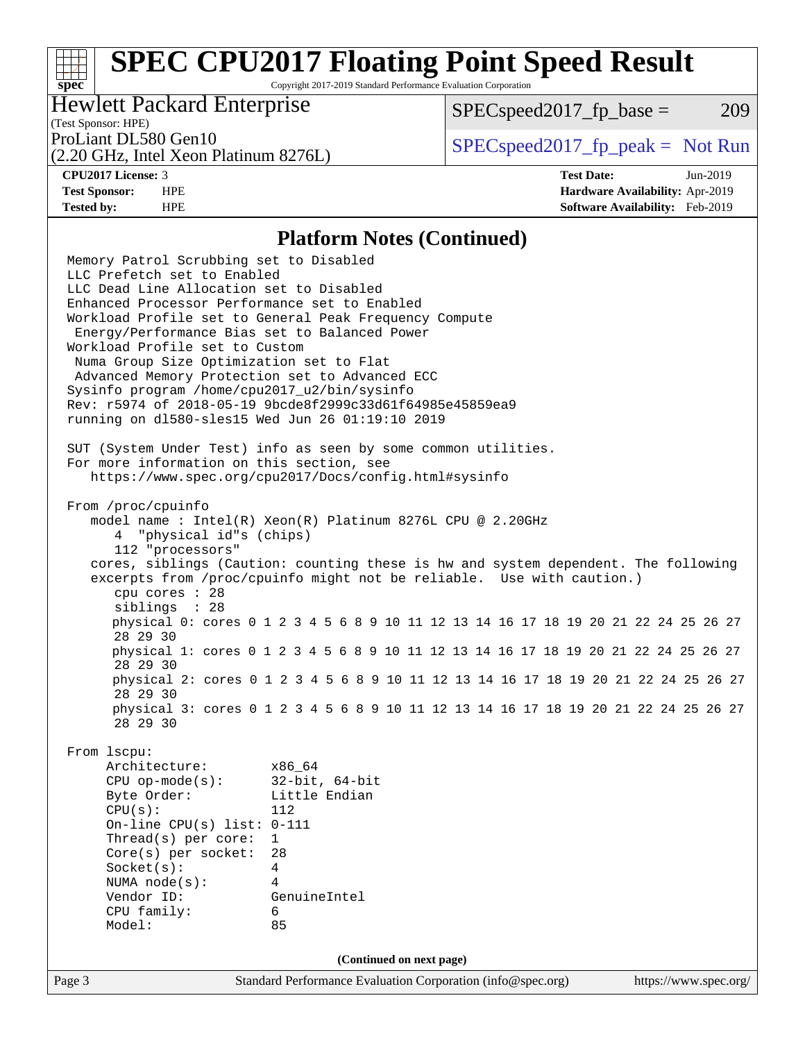## Platform Notes (Continued)

```
Memory Patrol Scrubbing set to Disabled
LLC Prefetch set to Enabled
LLC Dead Line Allocation set to Disabled
Enhanced Processor Performance set to Enabled
Workload Profile set to General Peak Frequency Compute
 Energy/Performance Bias set to Balanced Power
Workload Profile set to Custom
 Numa Group Size Optimization set to Flat
 Advanced Memory Protection set to Advanced ECC
Sysinfo program /home/cpu2017_u2/bin/sysinfo
Rev: r5974 of 2018-05-19 9bcde8f2999c33d61f64985e45859ea9
running on dl580-sles15 Wed Jun 26 01:19:10 2019

SUT (System Under Test) info as seen by some common utilities.
For more information on this section, see
   https://www.spec.org/cpu2017/Docs/config.html#sysinfo

From /proc/cpuinfo
   model name : Intel(R) Xeon(R) Platinum 8276L CPU @ 2.20GHz
      4  "physical id"s (chips)
      112 "processors"
   cores, siblings (Caution: counting these is hw and system dependent. The following
   excerpts from /proc/cpuinfo might not be reliable.  Use with caution.)
      cpu cores : 28
      siblings  : 28
      physical 0: cores 0 1 2 3 4 5 6 8 9 10 11 12 13 14 16 17 18 19 20 21 22 24 25 26 27
      28 29 30
      physical 1: cores 0 1 2 3 4 5 6 8 9 10 11 12 13 14 16 17 18 19 20 21 22 24 25 26 27
      28 29 30
      physical 2: cores 0 1 2 3 4 5 6 8 9 10 11 12 13 14 16 17 18 19 20 21 22 24 25 26 27
      28 29 30
      physical 3: cores 0 1 2 3 4 5 6 8 9 10 11 12 13 14 16 17 18 19 20 21 22 24 25 26 27
      28 29 30

From lscpu:
     Architecture:        x86_64
     CPU op-mode(s):      32-bit, 64-bit
     Byte Order:          Little Endian
     CPU(s):              112
     On-line CPU(s) list: 0-111
     Thread(s) per core:  1
     Core(s) per socket:  28
     Socket(s):           4
     NUMA node(s):        4
     Vendor ID:           GenuineIntel
     CPU family:          6
     Model:               85
```

**(Continued on next page)**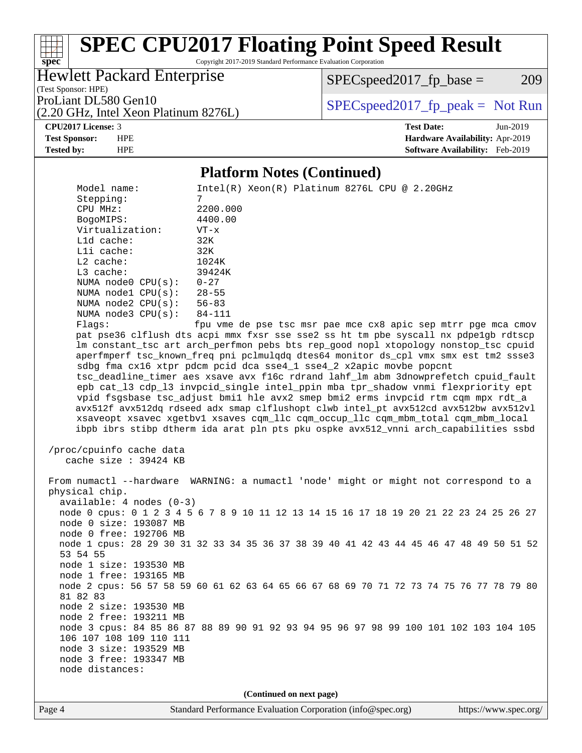## Platform Notes (Continued)

```
    Model name:          Intel(R) Xeon(R) Platinum 8276L CPU @ 2.20GHz
    Stepping:            7
    CPU MHz:             2200.000
    BogoMIPS:            4400.00
    Virtualization:      VT-x
    L1d cache:           32K
    L1i cache:           32K
    L2 cache:            1024K
    L3 cache:            39424K
    NUMA node0 CPU(s):   0-27
    NUMA node1 CPU(s):   28-55
    NUMA node2 CPU(s):   56-83
    NUMA node3 CPU(s):   84-111
    Flags:               fpu vme de pse tsc msr pae mce cx8 apic sep mtrr pge mca cmov
    pat pse36 clflush dts acpi mmx fxsr sse sse2 ss ht tm pbe syscall nx pdpe1gb rdtscp
    lm constant_tsc art arch_perfmon pebs bts rep_good nopl xtopology nonstop_tsc cpuid
    aperfmperf tsc_known_freq pni pclmulqdq dtes64 monitor ds_cpl vmx smx est tm2 ssse3
    sdbg fma cx16 xtpr pdcm pcid dca sse4_1 sse4_2 x2apic movbe popcnt
    tsc_deadline_timer aes xsave avx f16c rdrand lahf_lm abm 3dnowprefetch cpuid_fault
    epb cat_l3 cdp_l3 invpcid_single intel_ppin mba tpr_shadow vnmi flexpriority ept
    vpid fsgsbase tsc_adjust bmi1 hle avx2 smep bmi2 erms invpcid rtm cqm mpx rdt_a
    avx512f avx512dq rdseed adx smap clflushopt clwb intel_pt avx512cd avx512bw avx512vl
    xsaveopt xsavec xgetbv1 xsaves cqm_llc cqm_occup_llc cqm_mbm_total cqm_mbm_local
    ibpb ibrs stibp dtherm ida arat pln pts pku ospke avx512_vnni arch_capabilities ssbd

/proc/cpuinfo cache data
   cache size : 39424 KB

From numactl --hardware  WARNING: a numactl 'node' might or might not correspond to a
physical chip.
  available: 4 nodes (0-3)
  node 0 cpus: 0 1 2 3 4 5 6 7 8 9 10 11 12 13 14 15 16 17 18 19 20 21 22 23 24 25 26 27
  node 0 size: 193087 MB
  node 0 free: 192706 MB
  node 1 cpus: 28 29 30 31 32 33 34 35 36 37 38 39 40 41 42 43 44 45 46 47 48 49 50 51 52
  53 54 55
  node 1 size: 193530 MB
  node 1 free: 193165 MB
  node 2 cpus: 56 57 58 59 60 61 62 63 64 65 66 67 68 69 70 71 72 73 74 75 76 77 78 79 80
  81 82 83
  node 2 size: 193530 MB
  node 2 free: 193211 MB
  node 3 cpus: 84 85 86 87 88 89 90 91 92 93 94 95 96 97 98 99 100 101 102 103 104 105
  106 107 108 109 110 111
  node 3 size: 193529 MB
  node 3 free: 193347 MB
  node distances:
```

(Continued on next page)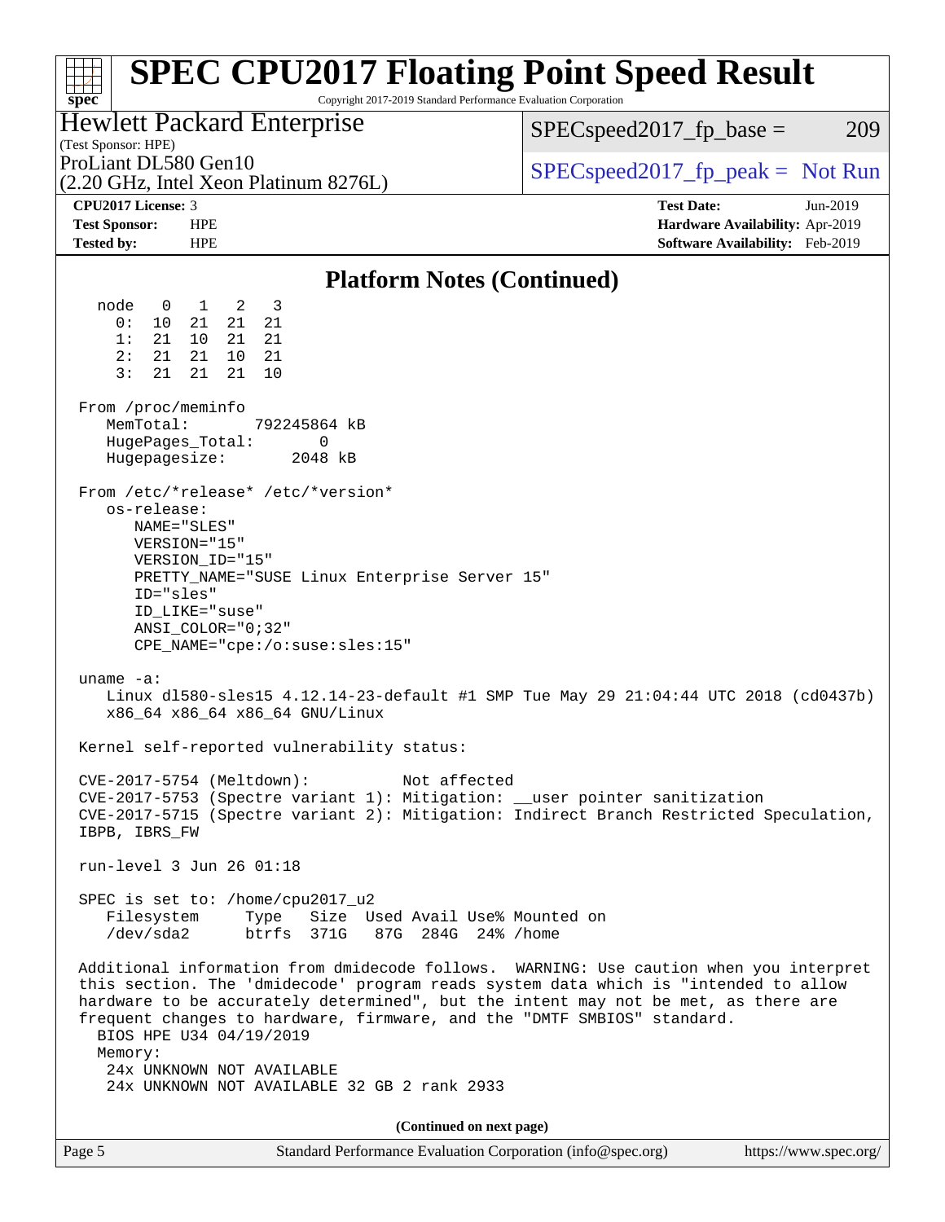## Platform Notes (Continued)

```
  node   0   1   2   3
    0:  10  21  21  21
    1:  21  10  21  21
    2:  21  21  10  21
    3:  21  21  21  10

From /proc/meminfo
   MemTotal:       792245864 kB
   HugePages_Total:       0
   Hugepagesize:       2048 kB

From /etc/*release* /etc/*version*
   os-release:
      NAME="SLES"
      VERSION="15"
      VERSION_ID="15"
      PRETTY_NAME="SUSE Linux Enterprise Server 15"
      ID="sles"
      ID_LIKE="suse"
      ANSI_COLOR="0;32"
      CPE_NAME="cpe:/o:suse:sles:15"

uname -a:
   Linux dl580-sles15 4.12.14-23-default #1 SMP Tue May 29 21:04:44 UTC 2018 (cd0437b)
   x86_64 x86_64 x86_64 GNU/Linux

Kernel self-reported vulnerability status:

CVE-2017-5754 (Meltdown):          Not affected
CVE-2017-5753 (Spectre variant 1): Mitigation: __user pointer sanitization
CVE-2017-5715 (Spectre variant 2): Mitigation: Indirect Branch Restricted Speculation,
IBPB, IBRS_FW

run-level 3 Jun 26 01:18

SPEC is set to: /home/cpu2017_u2
   Filesystem     Type   Size  Used Avail Use% Mounted on
   /dev/sda2      btrfs  371G   87G  284G  24% /home

Additional information from dmidecode follows.  WARNING: Use caution when you interpret
this section. The 'dmidecode' program reads system data which is "intended to allow
hardware to be accurately determined", but the intent may not be met, as there are
frequent changes to hardware, firmware, and the "DMTF SMBIOS" standard.
  BIOS HPE U34 04/19/2019
  Memory:
   24x UNKNOWN NOT AVAILABLE
   24x UNKNOWN NOT AVAILABLE 32 GB 2 rank 2933
```

**(Continued on next page)**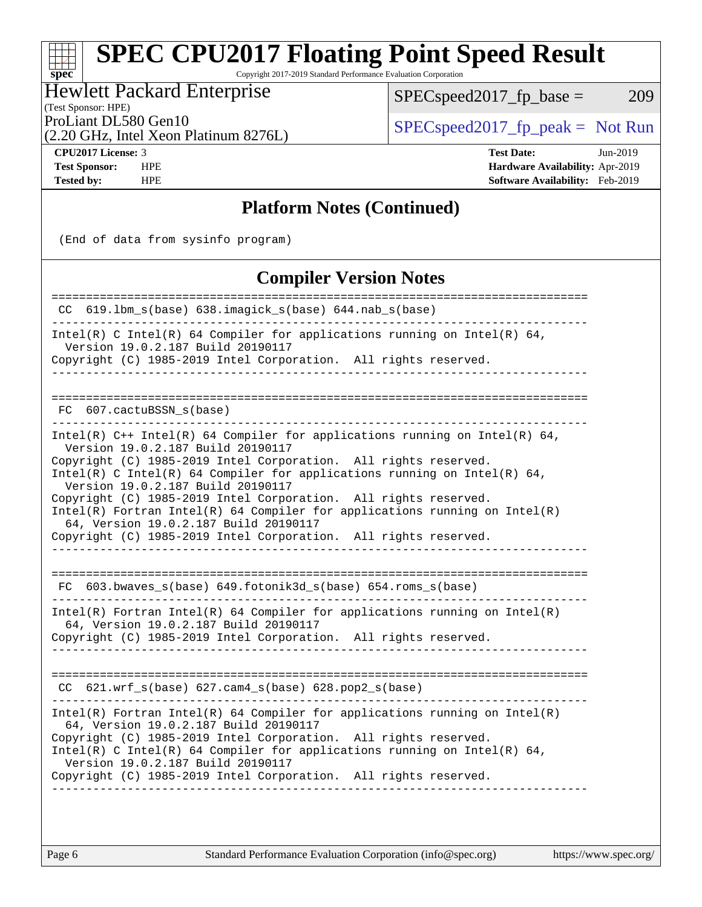# SPEC CPU2017 Floating Point Speed Result

Copyright 2017-2019 Standard Performance Evaluation Corporation

**Hewlett Packard Enterprise**
(Test Sponsor: HPE)
ProLiant DL580 Gen10
(2.20 GHz, Intel Xeon Platinum 8276L)

SPECspeed2017_fp_base = 209

SPECspeed2017_fp_peak = Not Run

**CPU2017 License:** 3
**Test Sponsor:** HPE
**Tested by:** HPE

**Test Date:** Jun-2019
**Hardware Availability:** Apr-2019
**Software Availability:** Feb-2019

## Platform Notes (Continued)

```
(End of data from sysinfo program)
```

## Compiler Version Notes

```
==============================================================================
 CC  619.lbm_s(base) 638.imagick_s(base) 644.nab_s(base)
------------------------------------------------------------------------------
Intel(R) C Intel(R) 64 Compiler for applications running on Intel(R) 64,
  Version 19.0.2.187 Build 20190117
Copyright (C) 1985-2019 Intel Corporation.  All rights reserved.
------------------------------------------------------------------------------

==============================================================================
 FC  607.cactuBSSN_s(base)
------------------------------------------------------------------------------
Intel(R) C++ Intel(R) 64 Compiler for applications running on Intel(R) 64,
  Version 19.0.2.187 Build 20190117
Copyright (C) 1985-2019 Intel Corporation.  All rights reserved.
Intel(R) C Intel(R) 64 Compiler for applications running on Intel(R) 64,
  Version 19.0.2.187 Build 20190117
Copyright (C) 1985-2019 Intel Corporation.  All rights reserved.
Intel(R) Fortran Intel(R) 64 Compiler for applications running on Intel(R)
  64, Version 19.0.2.187 Build 20190117
Copyright (C) 1985-2019 Intel Corporation.  All rights reserved.
------------------------------------------------------------------------------

==============================================================================
 FC  603.bwaves_s(base) 649.fotonik3d_s(base) 654.roms_s(base)
------------------------------------------------------------------------------
Intel(R) Fortran Intel(R) 64 Compiler for applications running on Intel(R)
  64, Version 19.0.2.187 Build 20190117
Copyright (C) 1985-2019 Intel Corporation.  All rights reserved.
------------------------------------------------------------------------------

==============================================================================
 CC  621.wrf_s(base) 627.cam4_s(base) 628.pop2_s(base)
------------------------------------------------------------------------------
Intel(R) Fortran Intel(R) 64 Compiler for applications running on Intel(R)
  64, Version 19.0.2.187 Build 20190117
Copyright (C) 1985-2019 Intel Corporation.  All rights reserved.
Intel(R) C Intel(R) 64 Compiler for applications running on Intel(R) 64,
  Version 19.0.2.187 Build 20190117
Copyright (C) 1985-2019 Intel Corporation.  All rights reserved.
------------------------------------------------------------------------------
```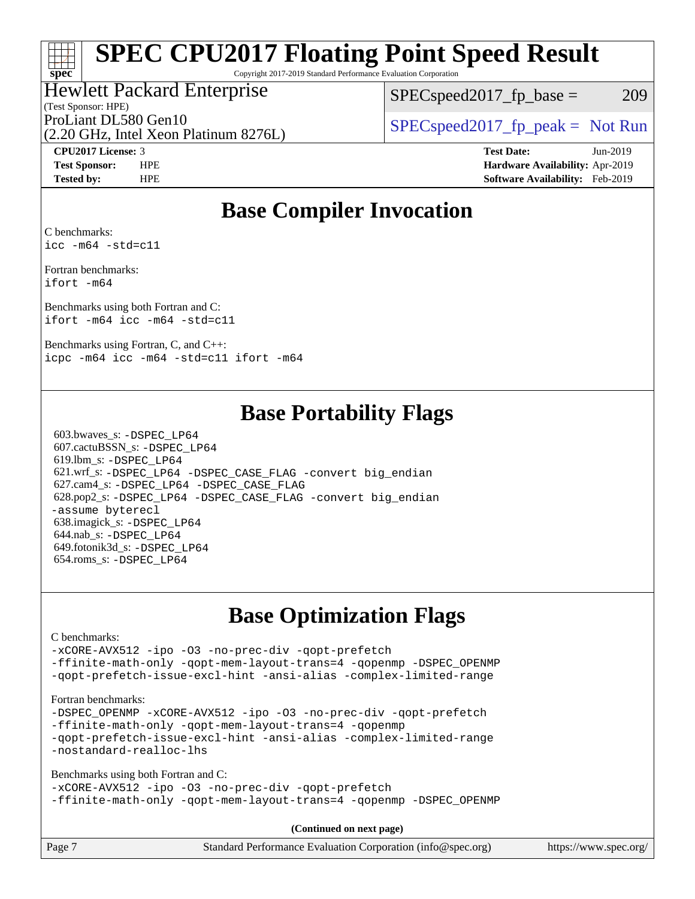# SPEC CPU2017 Floating Point Speed Result

Copyright 2017-2019 Standard Performance Evaluation Corporation

**Hewlett Packard Enterprise**
(Test Sponsor: HPE)
ProLiant DL580 Gen10
(2.20 GHz, Intel Xeon Platinum 8276L)

SPECspeed2017_fp_base = 209

SPECspeed2017_fp_peak = Not Run

**CPU2017 License:** 3
**Test Sponsor:** HPE
**Tested by:** HPE

**Test Date:** Jun-2019
**Hardware Availability:** Apr-2019
**Software Availability:** Feb-2019

## Base Compiler Invocation

C benchmarks:
`icc -m64 -std=c11`

Fortran benchmarks:
`ifort -m64`

Benchmarks using both Fortran and C:
`ifort -m64 icc -m64 -std=c11`

Benchmarks using Fortran, C, and C++:
`icpc -m64 icc -m64 -std=c11 ifort -m64`

## Base Portability Flags

603.bwaves_s: `-DSPEC_LP64`
607.cactuBSSN_s: `-DSPEC_LP64`
619.lbm_s: `-DSPEC_LP64`
621.wrf_s: `-DSPEC_LP64 -DSPEC_CASE_FLAG -convert big_endian`
627.cam4_s: `-DSPEC_LP64 -DSPEC_CASE_FLAG`
628.pop2_s: `-DSPEC_LP64 -DSPEC_CASE_FLAG -convert big_endian -assume byterecl`
638.imagick_s: `-DSPEC_LP64`
644.nab_s: `-DSPEC_LP64`
649.fotonik3d_s: `-DSPEC_LP64`
654.roms_s: `-DSPEC_LP64`

## Base Optimization Flags

C benchmarks:
```
-xCORE-AVX512 -ipo -O3 -no-prec-div -qopt-prefetch
-ffinite-math-only -qopt-mem-layout-trans=4 -qopenmp -DSPEC_OPENMP
-qopt-prefetch-issue-excl-hint -ansi-alias -complex-limited-range
```

Fortran benchmarks:
```
-DSPEC_OPENMP -xCORE-AVX512 -ipo -O3 -no-prec-div -qopt-prefetch
-ffinite-math-only -qopt-mem-layout-trans=4 -qopenmp
-qopt-prefetch-issue-excl-hint -ansi-alias -complex-limited-range
-nostandard-realloc-lhs
```

Benchmarks using both Fortran and C:
```
-xCORE-AVX512 -ipo -O3 -no-prec-div -qopt-prefetch
-ffinite-math-only -qopt-mem-layout-trans=4 -qopenmp -DSPEC_OPENMP
```

**(Continued on next page)**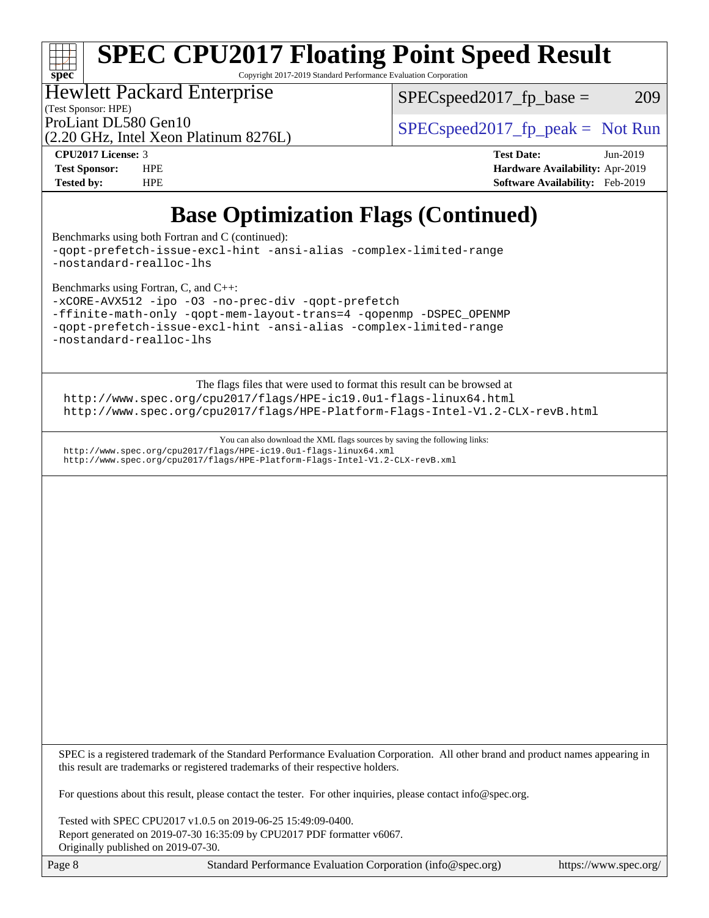# SPEC CPU2017 Floating Point Speed Result

Copyright 2017-2019 Standard Performance Evaluation Corporation

Hewlett Packard Enterprise
(Test Sponsor: HPE)
ProLiant DL580 Gen10
(2.20 GHz, Intel Xeon Platinum 8276L)

SPECspeed2017_fp_base = 209

SPECspeed2017_fp_peak = Not Run

**CPU2017 License:** 3
**Test Sponsor:** HPE
**Tested by:** HPE

**Test Date:** Jun-2019
**Hardware Availability:** Apr-2019
**Software Availability:** Feb-2019

## Base Optimization Flags (Continued)

Benchmarks using both Fortran and C (continued):

```
-qopt-prefetch-issue-excl-hint -ansi-alias -complex-limited-range
-nostandard-realloc-lhs
```

Benchmarks using Fortran, C, and C++:

```
-xCORE-AVX512 -ipo -O3 -no-prec-div -qopt-prefetch
-ffinite-math-only -qopt-mem-layout-trans=4 -qopenmp -DSPEC_OPENMP
-qopt-prefetch-issue-excl-hint -ansi-alias -complex-limited-range
-nostandard-realloc-lhs
```

The flags files that were used to format this result can be browsed at

http://www.spec.org/cpu2017/flags/HPE-ic19.0u1-flags-linux64.html
http://www.spec.org/cpu2017/flags/HPE-Platform-Flags-Intel-V1.2-CLX-revB.html

You can also download the XML flags sources by saving the following links:

http://www.spec.org/cpu2017/flags/HPE-ic19.0u1-flags-linux64.xml
http://www.spec.org/cpu2017/flags/HPE-Platform-Flags-Intel-V1.2-CLX-revB.xml

SPEC is a registered trademark of the Standard Performance Evaluation Corporation. All other brand and product names appearing in this result are trademarks or registered trademarks of their respective holders.

For questions about this result, please contact the tester. For other inquiries, please contact info@spec.org.

Tested with SPEC CPU2017 v1.0.5 on 2019-06-25 15:49:09-0400.
Report generated on 2019-07-30 16:35:09 by CPU2017 PDF formatter v6067.
Originally published on 2019-07-30.